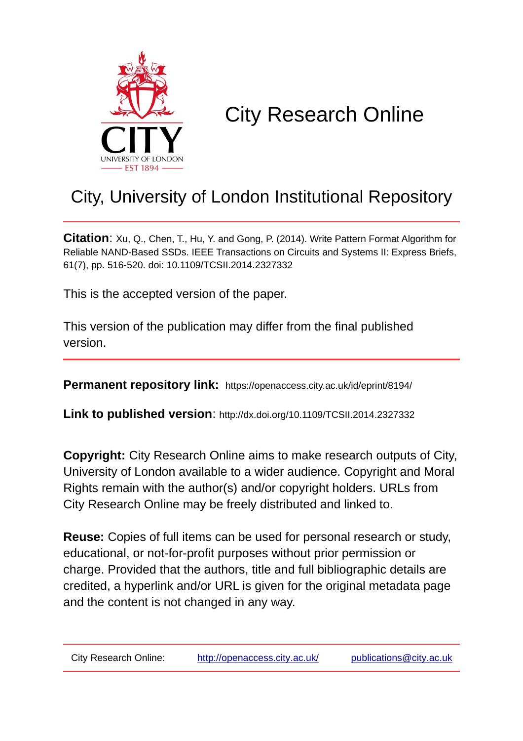# City Research Online

## City, University of London Institutional Repository

**Citation**: Xu, Q., Chen, T., Hu, Y. and Gong, P. (2014). Write Pattern Format Algorithm for Reliable NAND-Based SSDs. IEEE Transactions on Circuits and Systems II: Express Briefs, 61(7), pp. 516-520. doi: 10.1109/TCSII.2014.2327332

This is the accepted version of the paper.

This version of the publication may differ from the final published version.

**Permanent repository link:** https://openaccess.city.ac.uk/id/eprint/8194/

**Link to published version**: http://dx.doi.org/10.1109/TCSII.2014.2327332

**Copyright:** City Research Online aims to make research outputs of City, University of London available to a wider audience. Copyright and Moral Rights remain with the author(s) and/or copyright holders. URLs from City Research Online may be freely distributed and linked to.

**Reuse:** Copies of full items can be used for personal research or study, educational, or not-for-profit purposes without prior permission or charge. Provided that the authors, title and full bibliographic details are credited, a hyperlink and/or URL is given for the original metadata page and the content is not changed in any way.

City Research Online: http://openaccess.city.ac.uk/ publications@city.ac.uk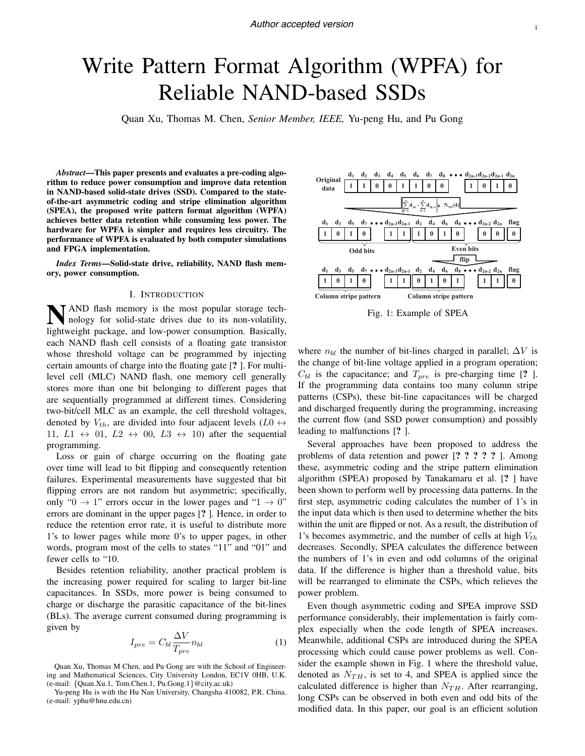# Write Pattern Format Algorithm (WPFA) for Reliable NAND-based SSDs

Quan Xu, Thomas M. Chen, *Senior Member, IEEE,* Yu-peng Hu, and Pu Gong

***Abstract*—This paper presents and evaluates a pre-coding algorithm to reduce power consumption and improve data retention in NAND-based solid-state drives (SSD). Compared to the state-of-the-art asymmetric coding and stripe elimination algorithm (SPEA), the proposed write pattern format algorithm (WPFA) achieves better data retention while consuming less power. The hardware for WPFA is simpler and requires less circuitry. The performance of WPFA is evaluated by both computer simulations and FPGA implementation.**

***Index Terms*—Solid-state drive, reliability, NAND flash memory, power consumption.**

## I. Introduction

NAND flash memory is the most popular storage technology for solid-state drives due to its non-volatility, lightweight package, and low-power consumption. Basically, each NAND flash cell consists of a floating gate transistor whose threshold voltage can be programmed by injecting certain amounts of charge into the floating gate [? ]. For multi-level cell (MLC) NAND flash, one memory cell generally stores more than one bit belonging to different pages that are sequentially programmed at different times. Considering two-bit/cell MLC as an example, the cell threshold voltages, denoted by $V_{th}$, are divided into four adjacent levels ($L0 \leftrightarrow 11$, $L1 \leftrightarrow 01$, $L2 \leftrightarrow 00$, $L3 \leftrightarrow 10$) after the sequential programming.

Loss or gain of charge occurring on the floating gate over time will lead to bit flipping and consequently retention failures. Experimental measurements have suggested that bit flipping errors are not random but asymmetric; specifically, only "0 → 1" errors occur in the lower pages and "1 → 0" errors are dominant in the upper pages [? ]. Hence, in order to reduce the retention error rate, it is useful to distribute more 1's to lower pages while more 0's to upper pages, in other words, program most of the cells to states "11" and "01" and fewer cells to "10.

Besides retention reliability, another practical problem is the increasing power required for scaling to larger bit-line capacitances. In SSDs, more power is being consumed to charge or discharge the parasitic capacitance of the bit-lines (BLs). The average current consumed during programming is given by

$$I_{pre} = C_{bl}\frac{\Delta V}{T_{pre}}n_{bl} \tag{1}$$

where $n_{bl}$ the number of bit-lines charged in parallel; $\Delta V$ is the change of bit-line voltage applied in a program operation; $C_{bl}$ is the capacitance; and $T_{pre}$ is pre-charging time [? ]. If the programming data contains too many column stripe patterns (CSPs), these bit-line capacitances will be charged and discharged frequently during the programming, increasing the current flow (and SSD power consumption) and possibly leading to malfunctions [? ].

Several approaches have been proposed to address the problems of data retention and power [? ? ? ? ? ]. Among these, asymmetric coding and the stripe pattern elimination algorithm (SPEA) proposed by Tanakamaru et al. [? ] have been shown to perform well by processing data patterns. In the first step, asymmetric coding calculates the number of 1's in the input data which is then used to determine whether the bits within the unit are flipped or not. As a result, the distribution of 1's becomes asymmetric, and the number of cells at high $V_{th}$ decreases. Secondly, SPEA calculates the difference between the numbers of 1's in even and odd columns of the original data. If the difference is higher than a threshold value, bits will be rearranged to eliminate the CSPs, which relieves the power problem.

Even though asymmetric coding and SPEA improve SSD performance considerably, their implementation is fairly complex especially when the code length of SPEA increases. Meanwhile, additional CSPs are introduced during the SPEA processing which could cause power problems as well. Consider the example shown in Fig. 1 where the threshold value, denoted as $N_{TH}$, is set to 4, and SPEA is applied since the calculated difference is higher than $N_{TH}$. After rearranging, long CSPs can be observed in both even and odd bits of the modified data. In this paper, our goal is an efficient solution

Fig. 1: Example of SPEA

Quan Xu, Thomas M Chen, and Pu Gong are with the School of Engineering and Mathematical Sciences, City University London, EC1V 0HB, U.K. (e-mail: {Quan.Xu.1, Tom.Chen.1, Pu.Gong.1}@city.ac.uk)

Yu-peng Hu is with the Hu Nan University, Changsha 410082, P.R. China. (e-mail: yphu@hnu.edu.cn)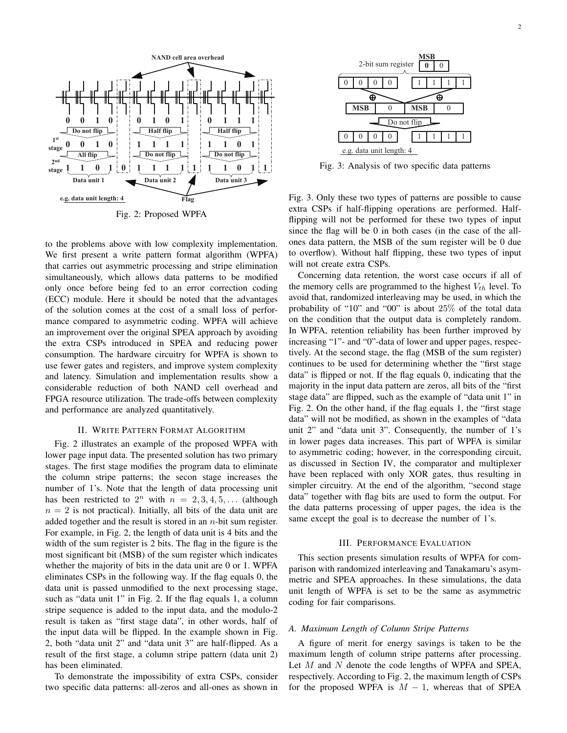Fig. 2: Proposed WPFA

Fig. 3: Analysis of two specific data patterns

to the problems above with low complexity implementation. We first present a write pattern format algorithm (WPFA) that carries out asymmetric processing and stripe elimination simultaneously, which allows data patterns to be modified only once before being fed to an error correction coding (ECC) module. Here it should be noted that the advantages of the solution comes at the cost of a small loss of performance compared to asymmetric coding. WPFA will achieve an improvement over the original SPEA approach by avoiding the extra CSPs introduced in SPEA and reducing power consumption. The hardware circuitry for WPFA is shown to use fewer gates and registers, and improve system complexity and latency. Simulation and implementation results show a considerable reduction of both NAND cell overhead and FPGA resource utilization. The trade-offs between complexity and performance are analyzed quantitatively.

## II. Write Pattern Format Algorithm

Fig. 2 illustrates an example of the proposed WPFA with lower page input data. The presented solution has two primary stages. The first stage modifies the program data to eliminate the column stripe patterns; the secon stage increases the number of 1's. Note that the length of data processing unit has been restricted to $2^n$ with $n = 2, 3, 4, 5, \dots$ (although $n = 2$ is not practical). Initially, all bits of the data unit are added together and the result is stored in an $n$-bit sum register. For example, in Fig. 2, the length of data unit is 4 bits and the width of the sum register is 2 bits. The flag in the figure is the most significant bit (MSB) of the sum register which indicates whether the majority of bits in the data unit are 0 or 1. WPFA eliminates CSPs in the following way. If the flag equals 0, the data unit is passed unmodified to the next processing stage, such as "data unit 1" in Fig. 2. If the flag equals 1, a column stripe sequence is added to the input data, and the modulo-2 result is taken as "first stage data", in other words, half of the input data will be flipped. In the example shown in Fig. 2, both "data unit 2" and "data unit 3" are half-flipped. As a result of the first stage, a column stripe pattern (data unit 2) has been eliminated.

To demonstrate the impossibility of extra CSPs, consider two specific data patterns: all-zeros and all-ones as shown in Fig. 3. Only these two types of patterns are possible to cause extra CSPs if half-flipping operations are performed. Half-flipping will not be performed for these two types of input since the flag will be 0 in both cases (in the case of the all-ones data pattern, the MSB of the sum register will be 0 due to overflow). Without half flipping, these two types of input will not create extra CSPs.

Concerning data retention, the worst case occurs if all of the memory cells are programmed to the highest $V_{th}$ level. To avoid that, randomized interleaving may be used, in which the probability of "10" and "00" is about $25\%$ of the total data on the condition that the output data is completely random. In WPFA, retention reliability has been further improved by increasing "1"- and "0"-data of lower and upper pages, respectively. At the second stage, the flag (MSB of the sum register) continues to be used for determining whether the "first stage data" is flipped or not. If the flag equals 0, indicating that the majority in the input data pattern are zeros, all bits of the "first stage data" are flipped, such as the example of "data unit 1" in Fig. 2. On the other hand, if the flag equals 1, the "first stage data" will not be modified, as shown in the examples of "data unit 2" and "data unit 3". Consequently, the number of 1's in lower pages data increases. This part of WPFA is similar to asymmetric coding; however, in the corresponding circuit, as discussed in Section IV, the comparator and multiplexer have been replaced with only XOR gates, thus resulting in simpler circuitry. At the end of the algorithm, "second stage data" together with flag bits are used to form the output. For the data patterns processing of upper pages, the idea is the same except the goal is to decrease the number of 1's.

## III. Performance Evaluation

This section presents simulation results of WPFA for comparison with randomized interleaving and Tanakamaru's asymmetric and SPEA approaches. In these simulations, the data unit length of WPFA is set to be the same as asymmetric coding for fair comparisons.

### A. Maximum Length of Column Stripe Patterns

A figure of merit for energy savings is taken to be the maximum length of column stripe patterns after processing. Let $M$ and $N$ denote the code lengths of WPFA and SPEA, respectively. According to Fig. 2, the maximum length of CSPs for the proposed WPFA is $M - 1$, whereas that of SPEA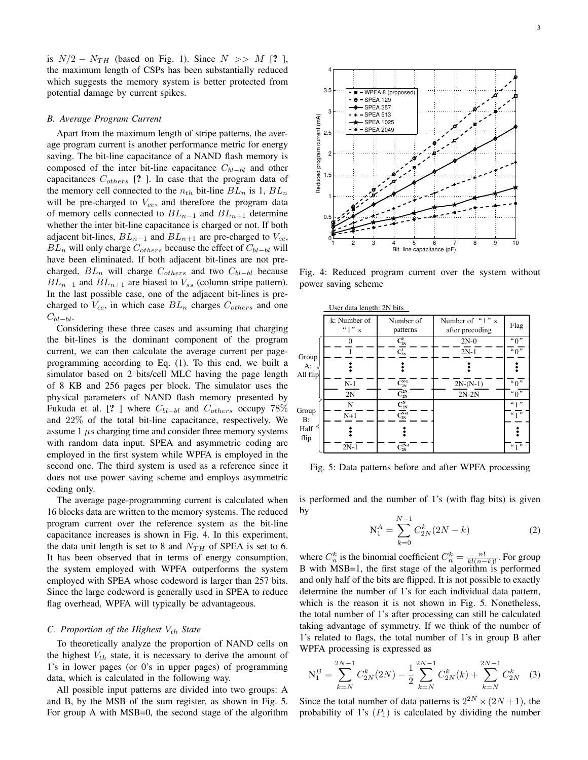is $N/2 - N_{TH}$ (based on Fig. 1). Since $N >> M$ [?], the maximum length of CSPs has been substantially reduced which suggests the memory system is better protected from potential damage by current spikes.

### B. Average Program Current

Apart from the maximum length of stripe patterns, the average program current is another performance metric for energy saving. The bit-line capacitance of a NAND flash memory is composed of the inter bit-line capacitance $C_{bl-bl}$ and other capacitances $C_{others}$ [?]. In case that the program data of the memory cell connected to the $n_{th}$ bit-line $BL_n$ is 1, $BL_n$ will be pre-charged to $V_{cc}$, and therefore the program data of memory cells connected to $BL_{n-1}$ and $BL_{n+1}$ determine whether the inter bit-line capacitance is charged or not. If both adjacent bit-lines, $BL_{n-1}$ and $BL_{n+1}$ are pre-charged to $V_{cc}$, $BL_n$ will only charge $C_{others}$ because the effect of $C_{bl-bl}$ will have been eliminated. If both adjacent bit-lines are not pre-charged, $BL_n$ will charge $C_{others}$ and two $C_{bl-bl}$ because $BL_{n-1}$ and $BL_{n+1}$ are biased to $V_{ss}$ (column stripe pattern). In the last possible case, one of the adjacent bit-lines is pre-charged to $V_{cc}$, in which case $BL_n$ charges $C_{others}$ and one $C_{bl-bl}$.

Considering these three cases and assuming that charging the bit-lines is the dominant component of the program current, we can then calculate the average current per page-programming according to Eq. (1). To this end, we built a simulator based on 2 bits/cell MLC having the page length of 8 KB and 256 pages per block. The simulator uses the physical parameters of NAND flash memory presented by Fukuda et al. [?] where $C_{bl-bl}$ and $C_{others}$ occupy 78% and 22% of the total bit-line capacitance, respectively. We assume 1 $\mu s$ charging time and consider three memory systems with random data input. SPEA and asymmetric coding are employed in the first system while WPFA is employed in the second one. The third system is used as a reference since it does not use power saving scheme and employs asymmetric coding only.

The average page-programming current is calculated when 16 blocks data are written to the memory systems. The reduced program current over the reference system as the bit-line capacitance increases is shown in Fig. 4. In this experiment, the data unit length is set to 8 and $N_{TH}$ of SPEA is set to 6. It has been observed that in terms of energy consumption, the system employed with WPFA outperforms the system employed with SPEA whose codeword is larger than 257 bits. Since the large codeword is generally used in SPEA to reduce flag overhead, WPFA will typically be advantageous.

### C. Proportion of the Highest $V_{th}$ State

To theoretically analyze the proportion of NAND cells on the highest $V_{th}$ state, it is necessary to derive the amount of 1's in lower pages (or 0's in upper pages) of programming data, which is calculated in the following way.

All possible input patterns are divided into two groups: A and B, by the MSB of the sum register, as shown in Fig. 5. For group A with MSB=0, the second stage of the algorithm is performed and the number of 1's (with flag bits) is given by

Fig. 4: Reduced program current over the system without power saving scheme

User data length: 2N bits

| Group | k: Number of "1" s | Number of patterns | Number of "1" s after precoding | Flag |
|---|---|---|---|---|
| Group A: All flip | 0 | $C_{2N}^{0}$ | 2N-0 | "0" |
| | 1 | $C_{2N}^{1}$ | 2N-1 | "0" |
| | ⋮ | ⋮ | ⋮ | ⋮ |
| | N-1 | $C_{2N}^{N-1}$ | 2N-(N-1) | "0" |
| | 2N | $C_{2N}^{2N}$ | 2N-2N | "0" |
| Group B: Half flip | N | $C_{2N}^{N}$ | | "1" |
| | N+1 | $C_{2N}^{N+1}$ | | "1" |
| | ⋮ | ⋮ | | ⋮ |
| | 2N-1 | $C_{2N}^{2N-1}$ | | "1" |

Fig. 5: Data patterns before and after WPFA processing

$$\mathrm{N}_1^A = \sum_{k=0}^{N-1} C_{2N}^k (2N - k) \tag{2}$$

where $C_n^k$ is the binomial coefficient $C_n^k = \frac{n!}{k!(n-k)!}$. For group B with MSB=1, the first stage of the algorithm is performed and only half of the bits are flipped. It is not possible to exactly determine the number of 1's for each individual data pattern, which is the reason it is not shown in Fig. 5. Nonetheless, the total number of 1's after processing can still be calculated taking advantage of symmetry. If we think of the number of 1's related to flags, the total number of 1's in group B after WPFA processing is expressed as

$$\mathrm{N}_1^B = \sum_{k=N}^{2N-1} C_{2N}^k (2N) - \frac{1}{2} \sum_{k=N}^{2N-1} C_{2N}^k (k) + \sum_{k=N}^{2N-1} C_{2N}^k \tag{3}$$

Since the total number of data patterns is $2^{2N} \times (2N+1)$, the probability of 1's ($P_1$) is calculated by dividing the number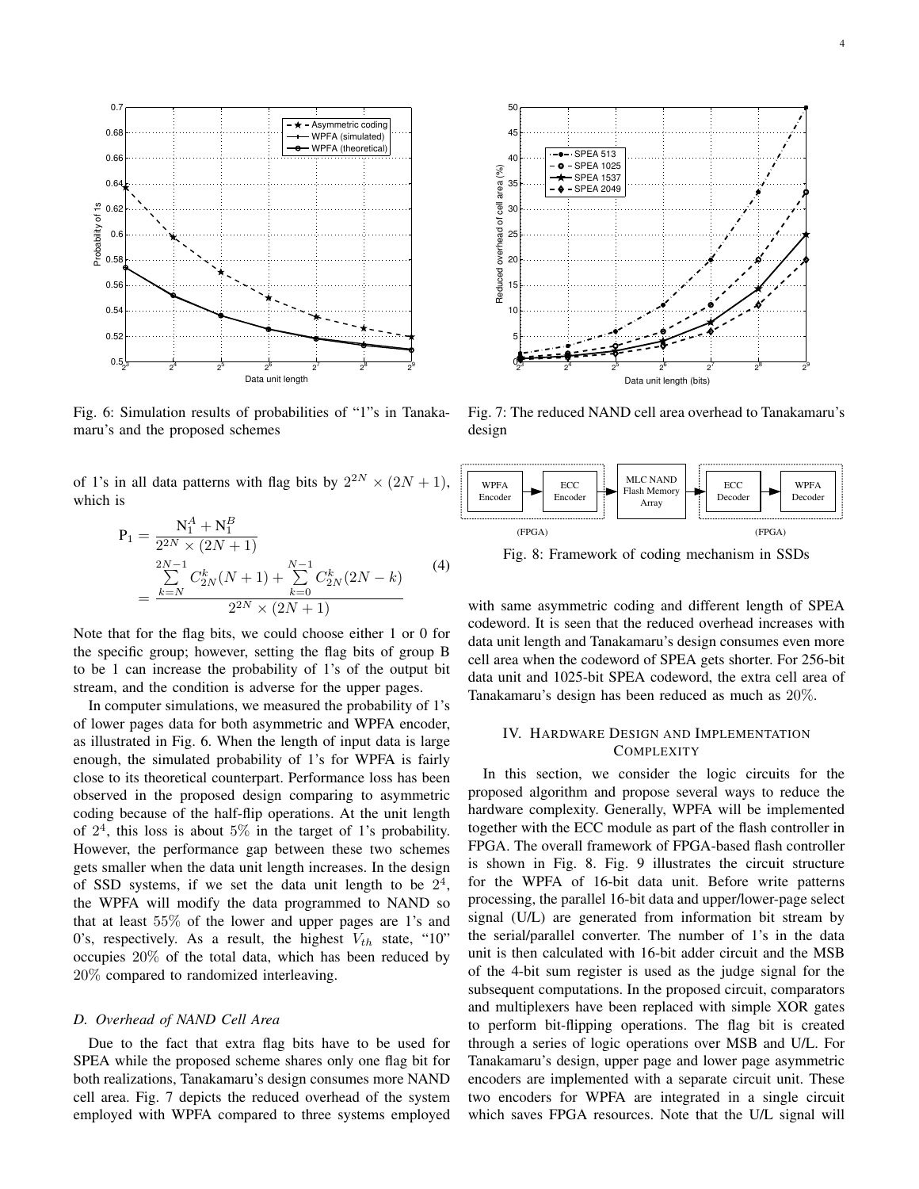Fig. 6: Simulation results of probabilities of "1"s in Tanakamaru's and the proposed schemes

Fig. 7: The reduced NAND cell area overhead to Tanakamaru's design

Fig. 8: Framework of coding mechanism in SSDs

of 1's in all data patterns with flag bits by $2^{2N} \times (2N+1)$, which is

$$
\begin{aligned}
\mathrm{P}_1 &= \frac{\mathrm{N}_1^A + \mathrm{N}_1^B}{2^{2N} \times (2N+1)} \\
&= \frac{\sum_{k=N}^{2N-1} C_{2N}^k (N+1) + \sum_{k=0}^{N-1} C_{2N}^k (2N-k)}{2^{2N} \times (2N+1)}
\end{aligned} \tag{4}
$$

Note that for the flag bits, we could choose either 1 or 0 for the specific group; however, setting the flag bits of group B to be 1 can increase the probability of 1's of the output bit stream, and the condition is adverse for the upper pages.

In computer simulations, we measured the probability of 1's of lower pages data for both asymmetric and WPFA encoder, as illustrated in Fig. 6. When the length of input data is large enough, the simulated probability of 1's for WPFA is fairly close to its theoretical counterpart. Performance loss has been observed in the proposed design comparing to asymmetric coding because of the half-flip operations. At the unit length of $2^4$, this loss is about 5% in the target of 1's probability. However, the performance gap between these two schemes gets smaller when the data unit length increases. In the design of SSD systems, if we set the data unit length to be $2^4$, the WPFA will modify the data programmed to NAND so that at least 55% of the lower and upper pages are 1's and 0's, respectively. As a result, the highest $V_{th}$ state, "10" occupies 20% of the total data, which has been reduced by 20% compared to randomized interleaving.

### *D. Overhead of NAND Cell Area*

Due to the fact that extra flag bits have to be used for SPEA while the proposed scheme shares only one flag bit for both realizations, Tanakamaru's design consumes more NAND cell area. Fig. 7 depicts the reduced overhead of the system employed with WPFA compared to three systems employed with same asymmetric coding and different length of SPEA codeword. It is seen that the reduced overhead increases with data unit length and Tanakamaru's design consumes even more cell area when the codeword of SPEA gets shorter. For 256-bit data unit and 1025-bit SPEA codeword, the extra cell area of Tanakamaru's design has been reduced as much as 20%.

## IV. Hardware Design and Implementation Complexity

In this section, we consider the logic circuits for the proposed algorithm and propose several ways to reduce the hardware complexity. Generally, WPFA will be implemented together with the ECC module as part of the flash controller in FPGA. The overall framework of FPGA-based flash controller is shown in Fig. 8. Fig. 9 illustrates the circuit structure for the WPFA of 16-bit data unit. Before write patterns processing, the parallel 16-bit data and upper/lower-page select signal (U/L) are generated from information bit stream by the serial/parallel converter. The number of 1's in the data unit is then calculated with 16-bit adder circuit and the MSB of the 4-bit sum register is used as the judge signal for the subsequent computations. In the proposed circuit, comparators and multiplexers have been replaced with simple XOR gates to perform bit-flipping operations. The flag bit is created through a series of logic operations over MSB and U/L. For Tanakamaru's design, upper page and lower page asymmetric encoders are implemented with a separate circuit unit. These two encoders for WPFA are integrated in a single circuit which saves FPGA resources. Note that the U/L signal will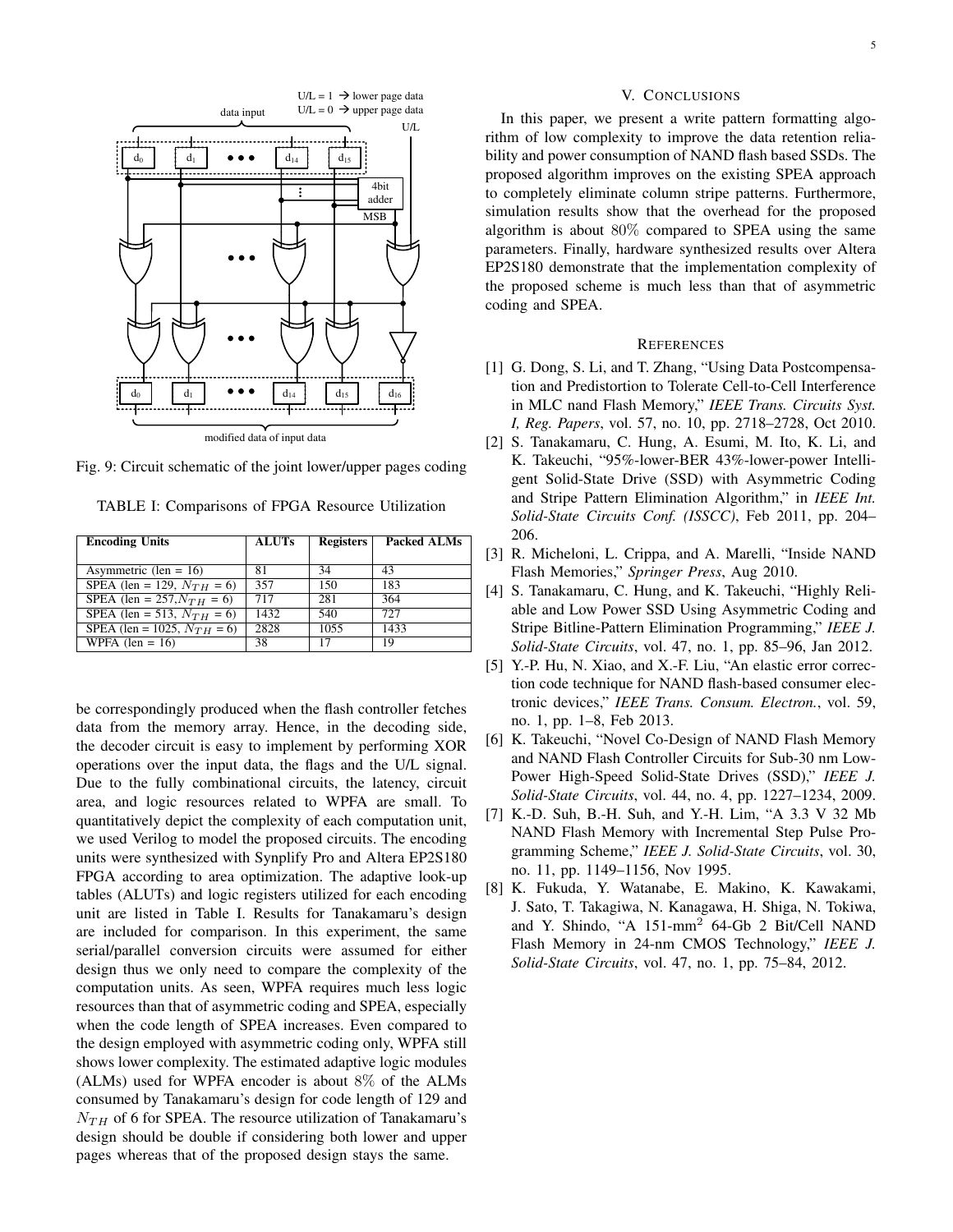U/L = 1 → lower page data
U/L = 0 → upper page data
data input
U/L
$d_0$ $d_1$ ••• $d_{14}$ $d_{15}$
4bit adder
MSB
$d_0$ $d_1$ ••• $d_{14}$ $d_{15}$ $d_{16}$
modified data of input data

Fig. 9: Circuit schematic of the joint lower/upper pages coding

TABLE I: Comparisons of FPGA Resource Utilization

| Encoding Units | ALUTs | Registers | Packed ALMs |
|---|---|---|---|
| Asymmetric (len = 16) | 81 | 34 | 43 |
| SPEA (len = 129, $N_{TH}$ = 6) | 357 | 150 | 183 |
| SPEA (len = 257, $N_{TH}$ = 6) | 717 | 281 | 364 |
| SPEA (len = 513, $N_{TH}$ = 6) | 1432 | 540 | 727 |
| SPEA (len = 1025, $N_{TH}$ = 6) | 2828 | 1055 | 1433 |
| WPFA (len = 16) | 38 | 17 | 19 |

be correspondingly produced when the flash controller fetches data from the memory array. Hence, in the decoding side, the decoder circuit is easy to implement by performing XOR operations over the input data, the flags and the U/L signal. Due to the fully combinational circuits, the latency, circuit area, and logic resources related to WPFA are small. To quantitatively depict the complexity of each computation unit, we used Verilog to model the proposed circuits. The encoding units were synthesized with Synplify Pro and Altera EP2S180 FPGA according to area optimization. The adaptive look-up tables (ALUTs) and logic registers utilized for each encoding unit are listed in Table I. Results for Tanakamaru's design are included for comparison. In this experiment, the same serial/parallel conversion circuits were assumed for either design thus we only need to compare the complexity of the computation units. As seen, WPFA requires much less logic resources than that of asymmetric coding and SPEA, especially when the code length of SPEA increases. Even compared to the design employed with asymmetric coding only, WPFA still shows lower complexity. The estimated adaptive logic modules (ALMs) used for WPFA encoder is about 8% of the ALMs consumed by Tanakamaru's design for code length of 129 and $N_{TH}$ of 6 for SPEA. The resource utilization of Tanakamaru's design should be double if considering both lower and upper pages whereas that of the proposed design stays the same.

## V. Conclusions

In this paper, we present a write pattern formatting algorithm of low complexity to improve the data retention reliability and power consumption of NAND flash based SSDs. The proposed algorithm improves on the existing SPEA approach to completely eliminate column stripe patterns. Furthermore, simulation results show that the overhead for the proposed algorithm is about 80% compared to SPEA using the same parameters. Finally, hardware synthesized results over Altera EP2S180 demonstrate that the implementation complexity of the proposed scheme is much less than that of asymmetric coding and SPEA.

## References

[1] G. Dong, S. Li, and T. Zhang, "Using Data Postcompensation and Predistortion to Tolerate Cell-to-Cell Interference in MLC nand Flash Memory," *IEEE Trans. Circuits Syst. I, Reg. Papers*, vol. 57, no. 10, pp. 2718–2728, Oct 2010.

[2] S. Tanakamaru, C. Hung, A. Esumi, M. Ito, K. Li, and K. Takeuchi, "95%-lower-BER 43%-lower-power Intelligent Solid-State Drive (SSD) with Asymmetric Coding and Stripe Pattern Elimination Algorithm," in *IEEE Int. Solid-State Circuits Conf. (ISSCC)*, Feb 2011, pp. 204–206.

[3] R. Micheloni, L. Crippa, and A. Marelli, "Inside NAND Flash Memories," *Springer Press*, Aug 2010.

[4] S. Tanakamaru, C. Hung, and K. Takeuchi, "Highly Reliable and Low Power SSD Using Asymmetric Coding and Stripe Bitline-Pattern Elimination Programming," *IEEE J. Solid-State Circuits*, vol. 47, no. 1, pp. 85–96, Jan 2012.

[5] Y.-P. Hu, N. Xiao, and X.-F. Liu, "An elastic error correction code technique for NAND flash-based consumer electronic devices," *IEEE Trans. Consum. Electron.*, vol. 59, no. 1, pp. 1–8, Feb 2013.

[6] K. Takeuchi, "Novel Co-Design of NAND Flash Memory and NAND Flash Controller Circuits for Sub-30 nm Low-Power High-Speed Solid-State Drives (SSD)," *IEEE J. Solid-State Circuits*, vol. 44, no. 4, pp. 1227–1234, 2009.

[7] K.-D. Suh, B.-H. Suh, and Y.-H. Lim, "A 3.3 V 32 Mb NAND Flash Memory with Incremental Step Pulse Programming Scheme," *IEEE J. Solid-State Circuits*, vol. 30, no. 11, pp. 1149–1156, Nov 1995.

[8] K. Fukuda, Y. Watanabe, E. Makino, K. Kawakami, J. Sato, T. Takagiwa, N. Kanagawa, H. Shiga, N. Tokiwa, and Y. Shindo, "A 151-mm$^2$ 64-Gb 2 Bit/Cell NAND Flash Memory in 24-nm CMOS Technology," *IEEE J. Solid-State Circuits*, vol. 47, no. 1, pp. 75–84, 2012.